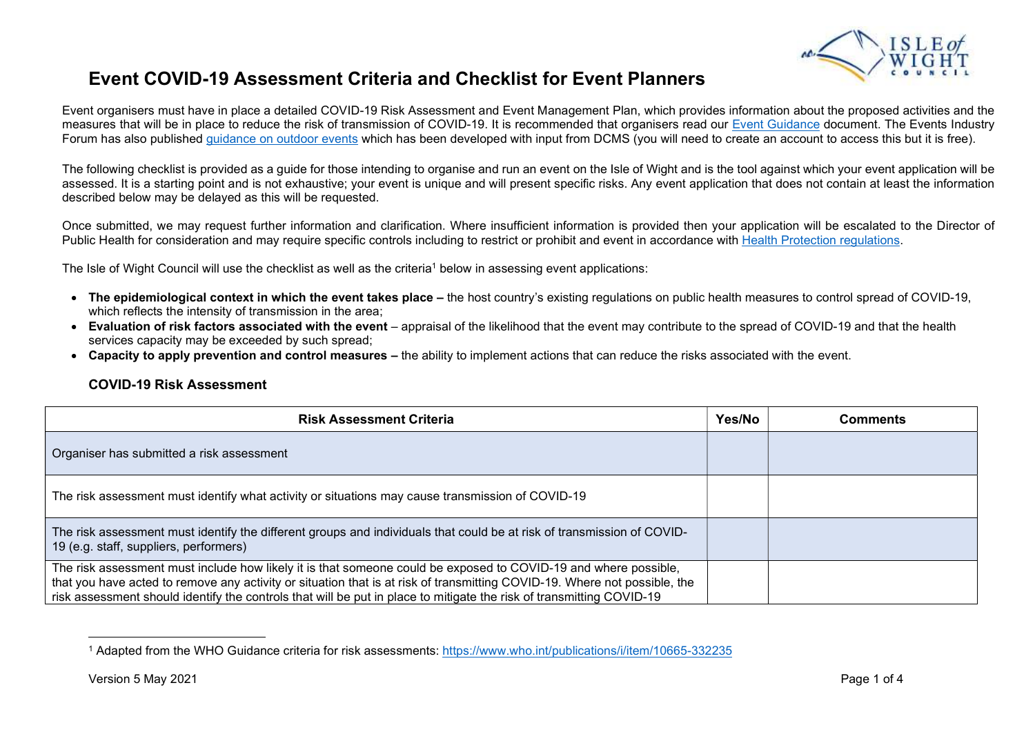# Event COVID-19 Assessment Criteria and Checklist for Event Planners

Event organisers must have in place a detailed COVID-19 Risk Assessment and Event Management Plan, which provides information about the proposed activities and the measures that will be in place to reduce the risk of transmission of COVID-19. It is recommended that organisers read our Event Guidance document. The Events Industry Forum has also published guidance on outdoor events which has been developed with input from DCMS (you will need to create an account to access this but it is free).

The following checklist is provided as a guide for those intending to organise and run an event on the Isle of Wight and is the tool against which your event application will be assessed. It is a starting point and is not exhaustive; your event is unique and will present specific risks. Any event application that does not contain at least the information described below may be delayed as this will be requested.

Once submitted, we may request further information and clarification. Where insufficient information is provided then your application will be escalated to the Director of Public Health for consideration and may require specific controls including to restrict or prohibit and event in accordance with Health Protection regulations.

The Isle of Wight Council will use the checklist as well as the criteria[1] below in assessing event applications:

- **The epidemiological context in which the event takes place –** the host country's existing regulations on public health measures to control spread of COVID-19, which reflects the intensity of transmission in the area;
- **Evaluation of risk factors associated with the event** – appraisal of the likelihood that the event may contribute to the spread of COVID-19 and that the health services capacity may be exceeded by such spread;
- **Capacity to apply prevention and control measures –** the ability to implement actions that can reduce the risks associated with the event.

### COVID-19 Risk Assessment

| Risk Assessment Criteria | Yes/No | Comments |
|---|---|---|
| Organiser has submitted a risk assessment | | |
| The risk assessment must identify what activity or situations may cause transmission of COVID-19 | | |
| The risk assessment must identify the different groups and individuals that could be at risk of transmission of COVID-19 (e.g. staff, suppliers, performers) | | |
| The risk assessment must include how likely it is that someone could be exposed to COVID-19 and where possible, that you have acted to remove any activity or situation that is at risk of transmitting COVID-19. Where not possible, the risk assessment should identify the controls that will be put in place to mitigate the risk of transmitting COVID-19 | | |

[1] Adapted from the WHO Guidance criteria for risk assessments: https://www.who.int/publications/i/item/10665-332235

Version 5 May 2021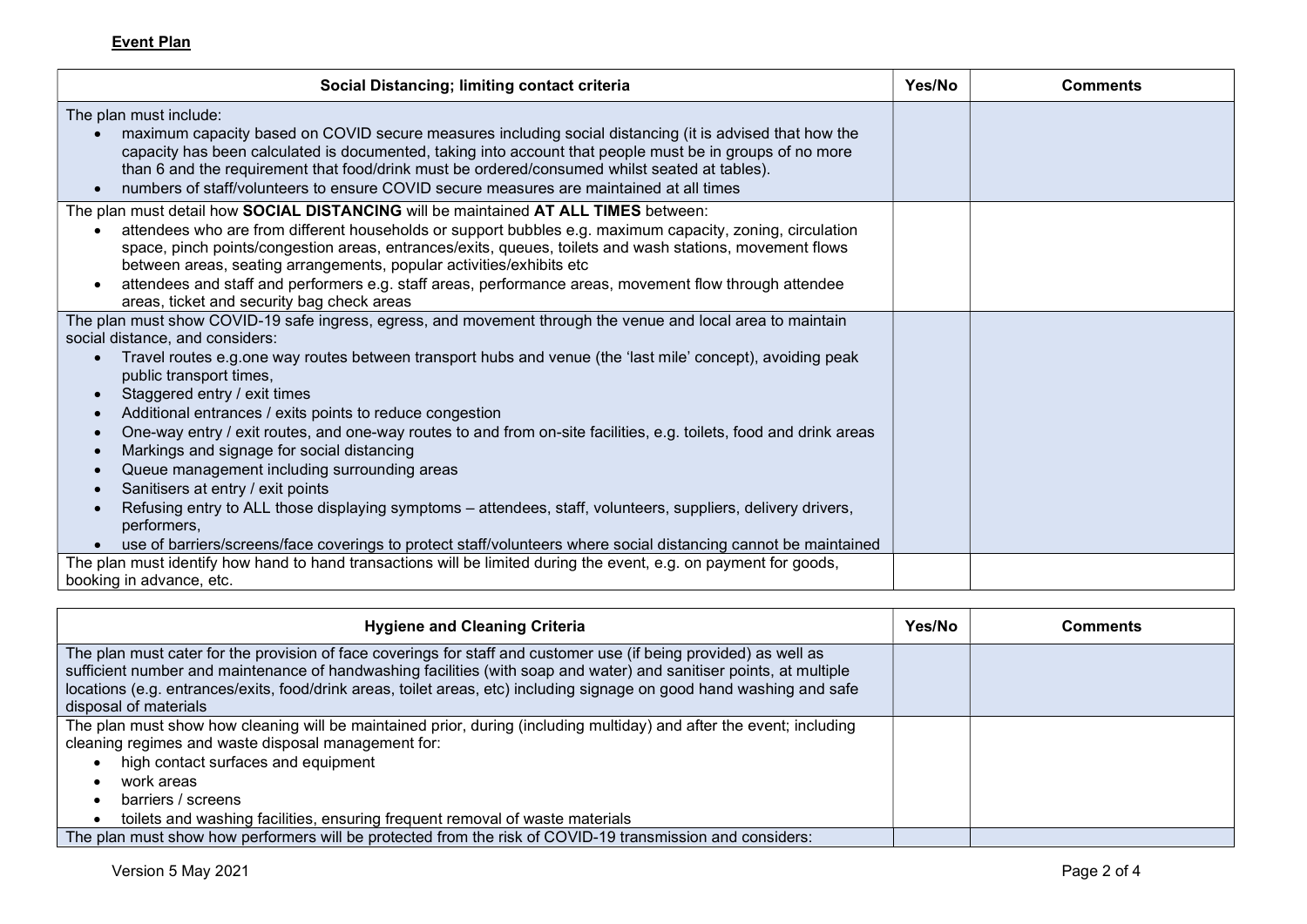**Event Plan**

| Social Distancing; limiting contact criteria | Yes/No | Comments |
|---|---|---|
| The plan must include:<br>• maximum capacity based on COVID secure measures including social distancing (it is advised that how the capacity has been calculated is documented, taking into account that people must be in groups of no more than 6 and the requirement that food/drink must be ordered/consumed whilst seated at tables).<br>• numbers of staff/volunteers to ensure COVID secure measures are maintained at all times | | |
| The plan must detail how **SOCIAL DISTANCING** will be maintained **AT ALL TIMES** between:<br>• attendees who are from different households or support bubbles e.g. maximum capacity, zoning, circulation space, pinch points/congestion areas, entrances/exits, queues, toilets and wash stations, movement flows between areas, seating arrangements, popular activities/exhibits etc<br>• attendees and staff and performers e.g. staff areas, performance areas, movement flow through attendee areas, ticket and security bag check areas | | |
| The plan must show COVID-19 safe ingress, egress, and movement through the venue and local area to maintain social distance, and considers:<br>• Travel routes e.g.one way routes between transport hubs and venue (the 'last mile' concept), avoiding peak public transport times,<br>• Staggered entry / exit times<br>• Additional entrances / exits points to reduce congestion<br>• One-way entry / exit routes, and one-way routes to and from on-site facilities, e.g. toilets, food and drink areas<br>• Markings and signage for social distancing<br>• Queue management including surrounding areas<br>• Sanitisers at entry / exit points<br>• Refusing entry to ALL those displaying symptoms – attendees, staff, volunteers, suppliers, delivery drivers, performers,<br>• use of barriers/screens/face coverings to protect staff/volunteers where social distancing cannot be maintained | | |
| The plan must identify how hand to hand transactions will be limited during the event, e.g. on payment for goods, booking in advance, etc. | | |

| Hygiene and Cleaning Criteria | Yes/No | Comments |
|---|---|---|
| The plan must cater for the provision of face coverings for staff and customer use (if being provided) as well as sufficient number and maintenance of handwashing facilities (with soap and water) and sanitiser points, at multiple locations (e.g. entrances/exits, food/drink areas, toilet areas, etc) including signage on good hand washing and safe disposal of materials | | |
| The plan must show how cleaning will be maintained prior, during (including multiday) and after the event; including cleaning regimes and waste disposal management for:<br>• high contact surfaces and equipment<br>• work areas<br>• barriers / screens<br>• toilets and washing facilities, ensuring frequent removal of waste materials | | |
| The plan must show how performers will be protected from the risk of COVID-19 transmission and considers: | | |

Version 5 May 2021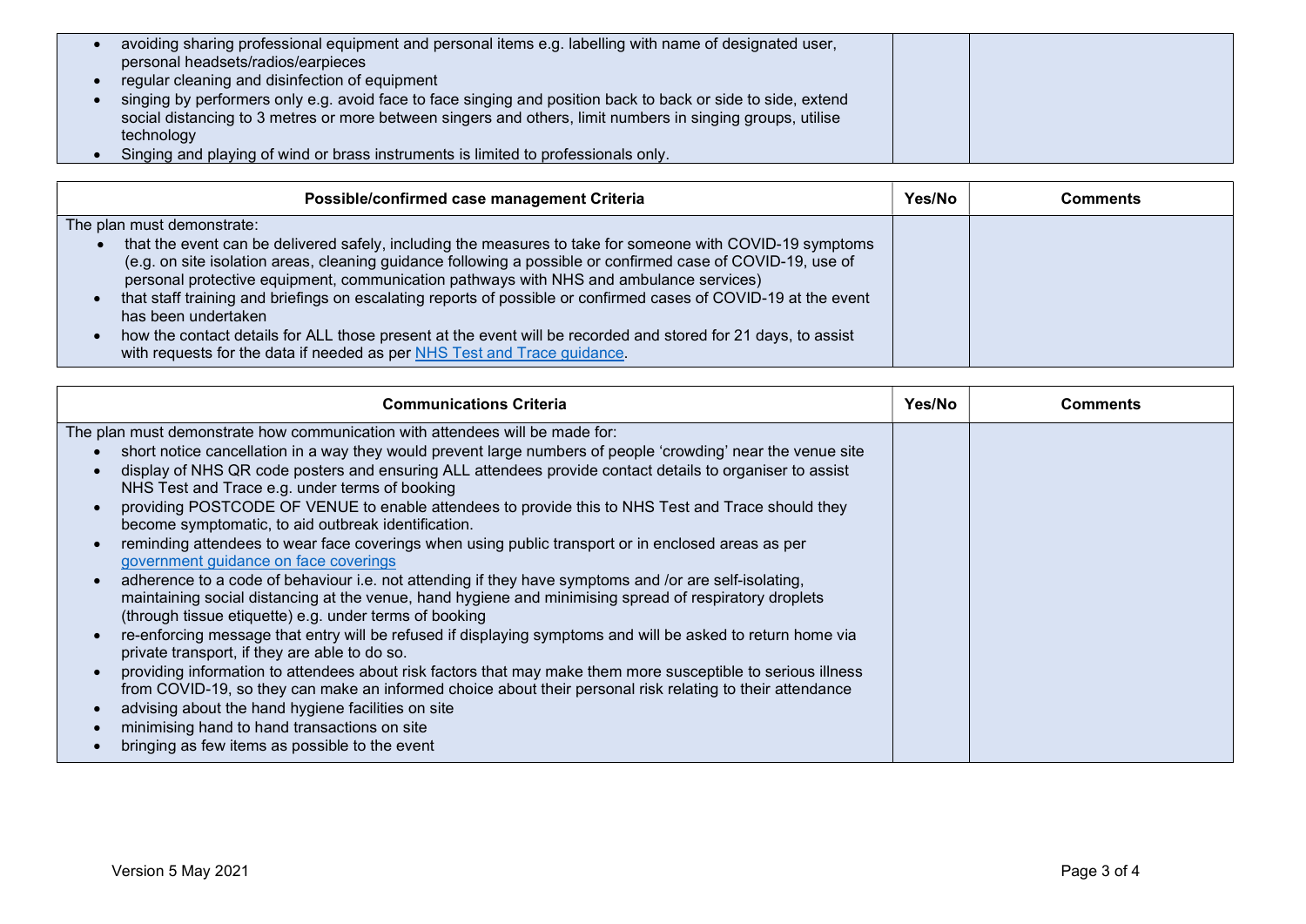| | | |
|---|---|---|
| • avoiding sharing professional equipment and personal items e.g. labelling with name of designated user, personal headsets/radios/earpieces<br>• regular cleaning and disinfection of equipment<br>• singing by performers only e.g. avoid face to face singing and position back to back or side to side, extend social distancing to 3 metres or more between singers and others, limit numbers in singing groups, utilise technology<br>• Singing and playing of wind or brass instruments is limited to professionals only. | | |

| Possible/confirmed case management Criteria | Yes/No | Comments |
|---|---|---|
| The plan must demonstrate:<br>• that the event can be delivered safely, including the measures to take for someone with COVID-19 symptoms (e.g. on site isolation areas, cleaning guidance following a possible or confirmed case of COVID-19, use of personal protective equipment, communication pathways with NHS and ambulance services)<br>• that staff training and briefings on escalating reports of possible or confirmed cases of COVID-19 at the event has been undertaken<br>• how the contact details for ALL those present at the event will be recorded and stored for 21 days, to assist with requests for the data if needed as per NHS Test and Trace guidance. | | |

| Communications Criteria | Yes/No | Comments |
|---|---|---|
| The plan must demonstrate how communication with attendees will be made for:<br>• short notice cancellation in a way they would prevent large numbers of people 'crowding' near the venue site<br>• display of NHS QR code posters and ensuring ALL attendees provide contact details to organiser to assist NHS Test and Trace e.g. under terms of booking<br>• providing POSTCODE OF VENUE to enable attendees to provide this to NHS Test and Trace should they become symptomatic, to aid outbreak identification.<br>• reminding attendees to wear face coverings when using public transport or in enclosed areas as per government guidance on face coverings<br>• adherence to a code of behaviour i.e. not attending if they have symptoms and /or are self-isolating, maintaining social distancing at the venue, hand hygiene and minimising spread of respiratory droplets (through tissue etiquette) e.g. under terms of booking<br>• re-enforcing message that entry will be refused if displaying symptoms and will be asked to return home via private transport, if they are able to do so.<br>• providing information to attendees about risk factors that may make them more susceptible to serious illness from COVID-19, so they can make an informed choice about their personal risk relating to their attendance<br>• advising about the hand hygiene facilities on site<br>• minimising hand to hand transactions on site<br>• bringing as few items as possible to the event | | |

Version 5 May 2021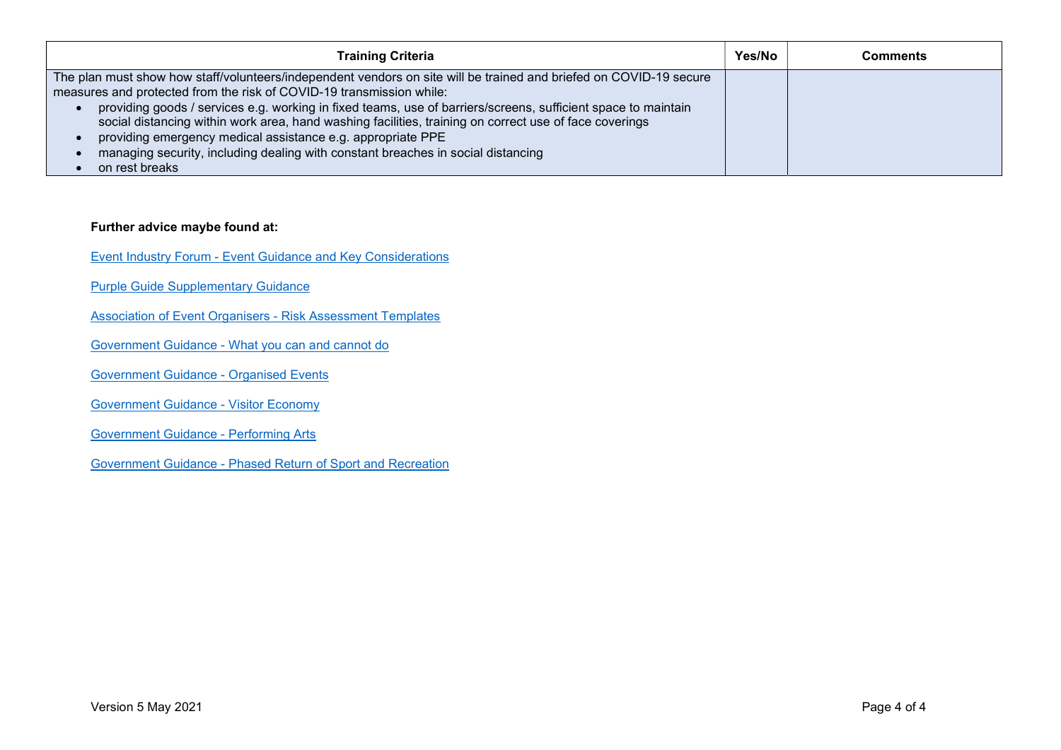| Training Criteria | Yes/No | Comments |
|---|---|---|
| The plan must show how staff/volunteers/independent vendors on site will be trained and briefed on COVID-19 secure measures and protected from the risk of COVID-19 transmission while:<br>• providing goods / services e.g. working in fixed teams, use of barriers/screens, sufficient space to maintain social distancing within work area, hand washing facilities, training on correct use of face coverings<br>• providing emergency medical assistance e.g. appropriate PPE<br>• managing security, including dealing with constant breaches in social distancing<br>• on rest breaks | | |

**Further advice maybe found at:**

Event Industry Forum - Event Guidance and Key Considerations

Purple Guide Supplementary Guidance

Association of Event Organisers - Risk Assessment Templates

Government Guidance - What you can and cannot do

Government Guidance - Organised Events

Government Guidance - Visitor Economy

Government Guidance - Performing Arts

Government Guidance - Phased Return of Sport and Recreation

Version 5 May 2021